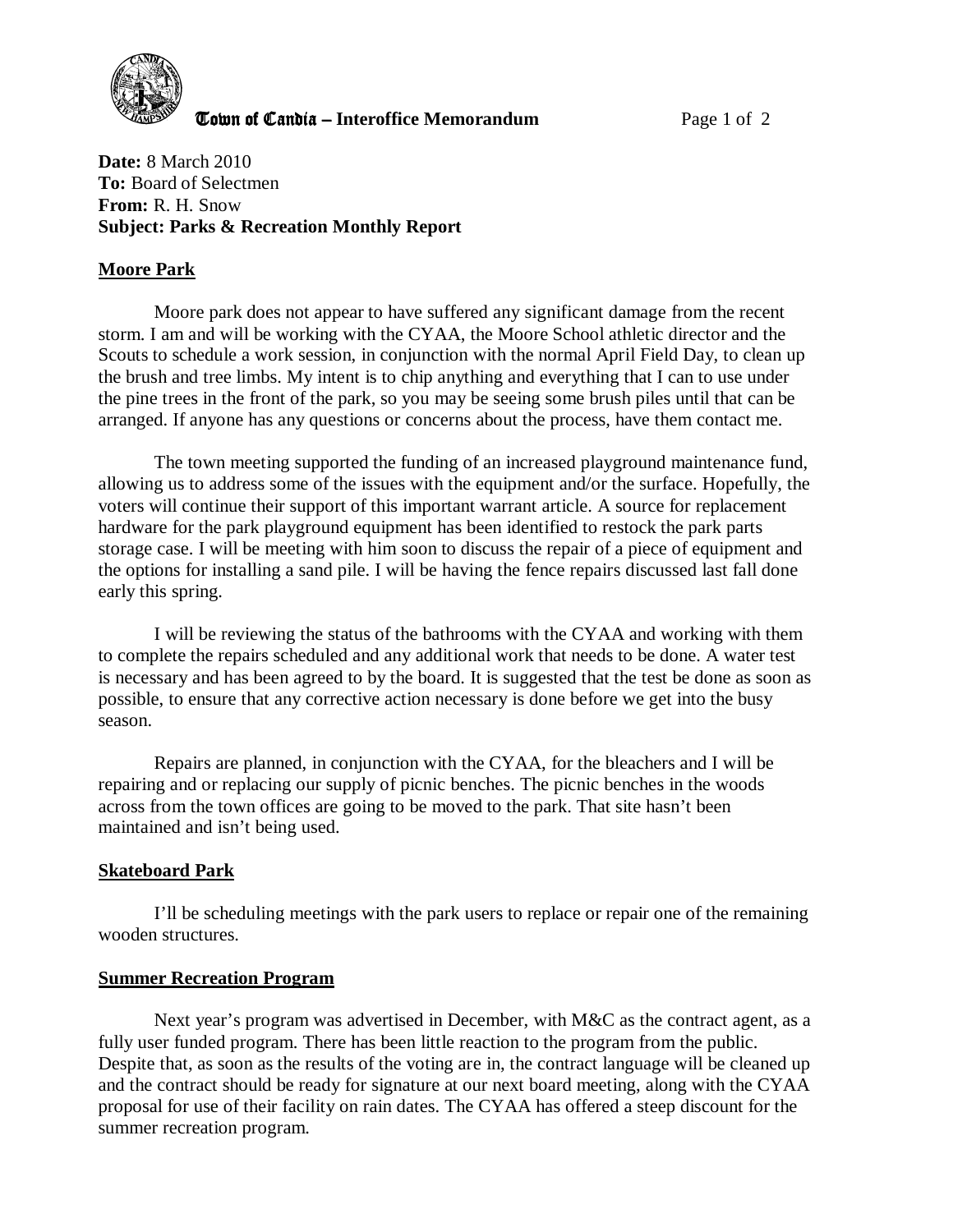**Town of Candia – Interoffice Memorandum**

**Date:** 8 March 2010
**To:** Board of Selectmen
**From:** R. H. Snow
**Subject: Parks & Recreation Monthly Report**

## Moore Park

Moore park does not appear to have suffered any significant damage from the recent storm. I am and will be working with the CYAA, the Moore School athletic director and the Scouts to schedule a work session, in conjunction with the normal April Field Day, to clean up the brush and tree limbs. My intent is to chip anything and everything that I can to use under the pine trees in the front of the park, so you may be seeing some brush piles until that can be arranged. If anyone has any questions or concerns about the process, have them contact me.

The town meeting supported the funding of an increased playground maintenance fund, allowing us to address some of the issues with the equipment and/or the surface. Hopefully, the voters will continue their support of this important warrant article. A source for replacement hardware for the park playground equipment has been identified to restock the park parts storage case. I will be meeting with him soon to discuss the repair of a piece of equipment and the options for installing a sand pile. I will be having the fence repairs discussed last fall done early this spring.

I will be reviewing the status of the bathrooms with the CYAA and working with them to complete the repairs scheduled and any additional work that needs to be done. A water test is necessary and has been agreed to by the board. It is suggested that the test be done as soon as possible, to ensure that any corrective action necessary is done before we get into the busy season.

Repairs are planned, in conjunction with the CYAA, for the bleachers and I will be repairing and or replacing our supply of picnic benches. The picnic benches in the woods across from the town offices are going to be moved to the park. That site hasn't been maintained and isn't being used.

## Skateboard Park

I'll be scheduling meetings with the park users to replace or repair one of the remaining wooden structures.

## Summer Recreation Program

Next year's program was advertised in December, with M&C as the contract agent, as a fully user funded program. There has been little reaction to the program from the public. Despite that, as soon as the results of the voting are in, the contract language will be cleaned up and the contract should be ready for signature at our next board meeting, along with the CYAA proposal for use of their facility on rain dates. The CYAA has offered a steep discount for the summer recreation program.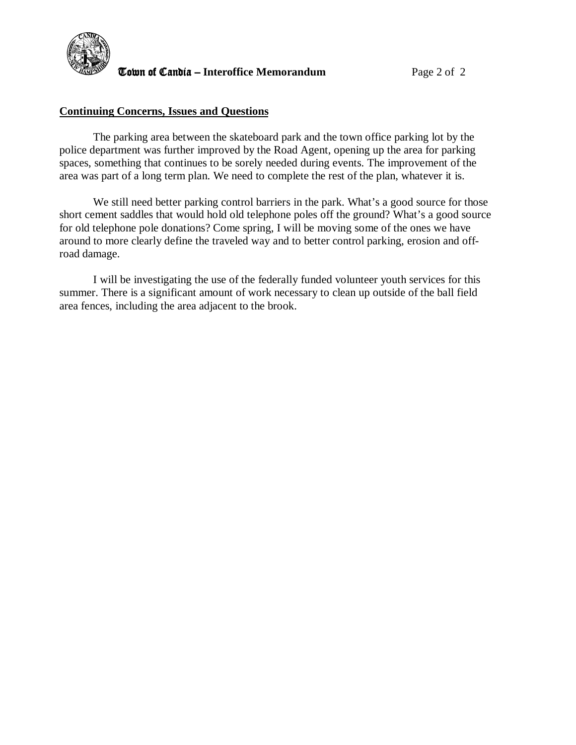## Continuing Concerns, Issues and Questions

The parking area between the skateboard park and the town office parking lot by the police department was further improved by the Road Agent, opening up the area for parking spaces, something that continues to be sorely needed during events. The improvement of the area was part of a long term plan. We need to complete the rest of the plan, whatever it is.

We still need better parking control barriers in the park. What's a good source for those short cement saddles that would hold old telephone poles off the ground? What's a good source for old telephone pole donations? Come spring, I will be moving some of the ones we have around to more clearly define the traveled way and to better control parking, erosion and off-road damage.

I will be investigating the use of the federally funded volunteer youth services for this summer. There is a significant amount of work necessary to clean up outside of the ball field area fences, including the area adjacent to the brook.